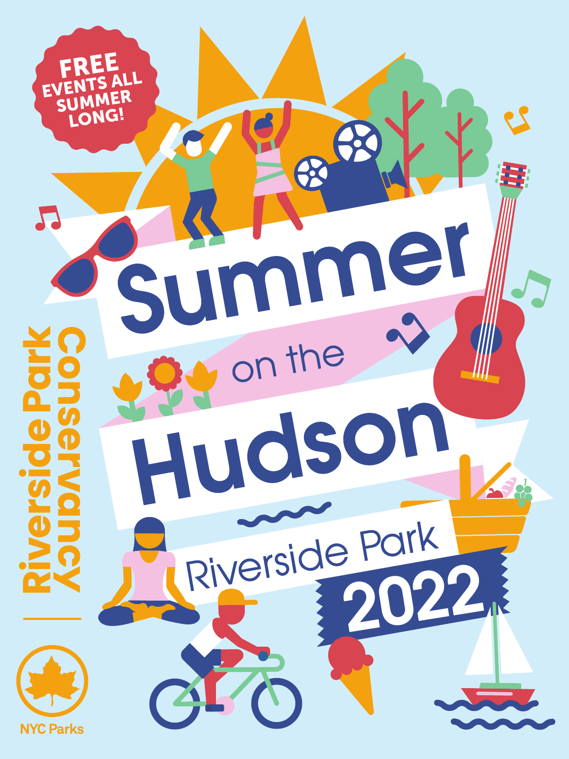FREE EVENTS ALL SUMMER LONG!

# Summer on the Hudson

## Riverside Park 2022

Riverside Park Conservancy

NYC Parks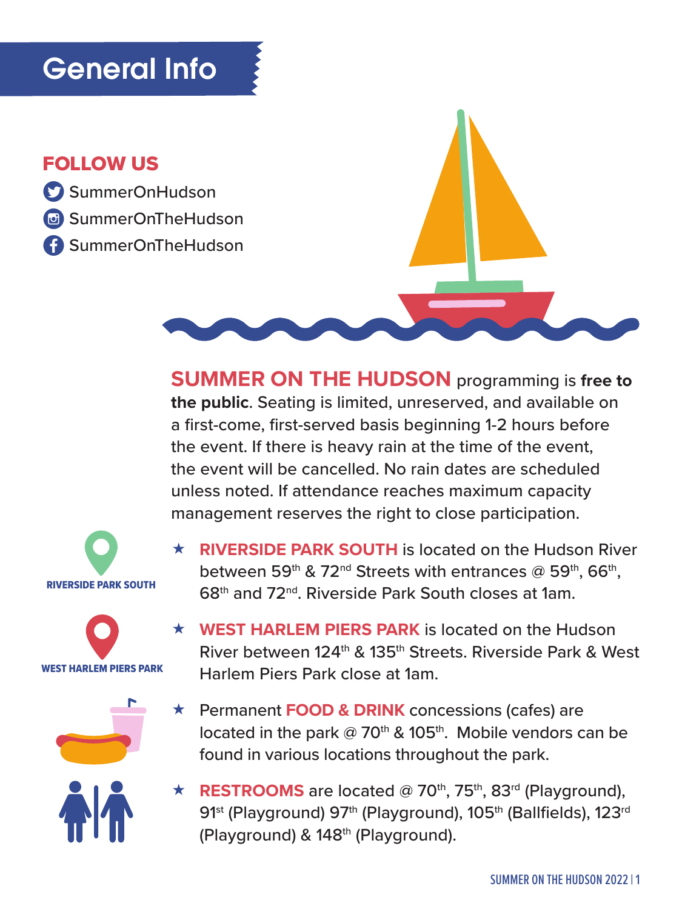# General Info

## FOLLOW US

- SummerOnHudson
- SummerOnTheHudson
- SummerOnTheHudson

**SUMMER ON THE HUDSON** programming is **free to the public**. Seating is limited, unreserved, and available on a first-come, first-served basis beginning 1-2 hours before the event. If there is heavy rain at the time of the event, the event will be cancelled. No rain dates are scheduled unless noted. If attendance reaches maximum capacity management reserves the right to close participation.

RIVERSIDE PARK SOUTH

★ **RIVERSIDE PARK SOUTH** is located on the Hudson River between 59th & 72nd Streets with entrances @ 59th, 66th, 68th and 72nd. Riverside Park South closes at 1am.

WEST HARLEM PIERS PARK

★ **WEST HARLEM PIERS PARK** is located on the Hudson River between 124th & 135th Streets. Riverside Park & West Harlem Piers Park close at 1am.

★ Permanent **FOOD & DRINK** concessions (cafes) are located in the park @ 70th & 105th. Mobile vendors can be found in various locations throughout the park.

★ **RESTROOMS** are located @ 70th, 75th, 83rd (Playground), 91st (Playground) 97th (Playground), 105th (Ballfields), 123rd (Playground) & 148th (Playground).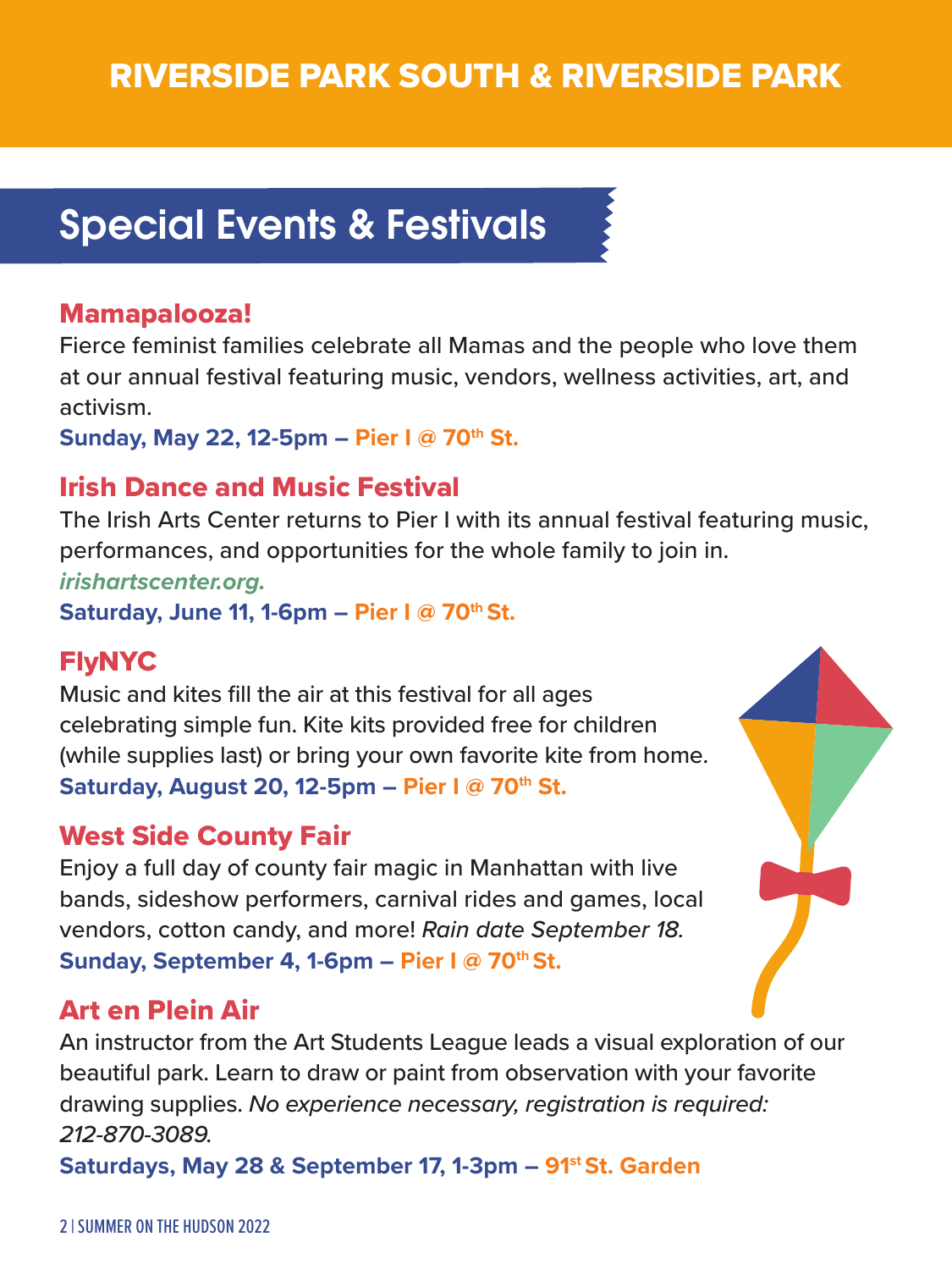# RIVERSIDE PARK SOUTH & RIVERSIDE PARK

## Special Events & Festivals

### Mamapalooza!

Fierce feminist families celebrate all Mamas and the people who love them at our annual festival featuring music, vendors, wellness activities, art, and activism.

**Sunday, May 22, 12-5pm – Pier I @ 70th St.**

### Irish Dance and Music Festival

The Irish Arts Center returns to Pier I with its annual festival featuring music, performances, and opportunities for the whole family to join in.

***irishartscenter.org.***

**Saturday, June 11, 1-6pm – Pier I @ 70th St.**

### FlyNYC

Music and kites fill the air at this festival for all ages celebrating simple fun. Kite kits provided free for children (while supplies last) or bring your own favorite kite from home.

**Saturday, August 20, 12-5pm – Pier I @ 70th St.**

### West Side County Fair

Enjoy a full day of county fair magic in Manhattan with live bands, sideshow performers, carnival rides and games, local vendors, cotton candy, and more! *Rain date September 18.*

**Sunday, September 4, 1-6pm – Pier I @ 70th St.**

### Art en Plein Air

An instructor from the Art Students League leads a visual exploration of our beautiful park. Learn to draw or paint from observation with your favorite drawing supplies. *No experience necessary, registration is required: 212-870-3089.*

**Saturdays, May 28 & September 17, 1-3pm – 91st St. Garden**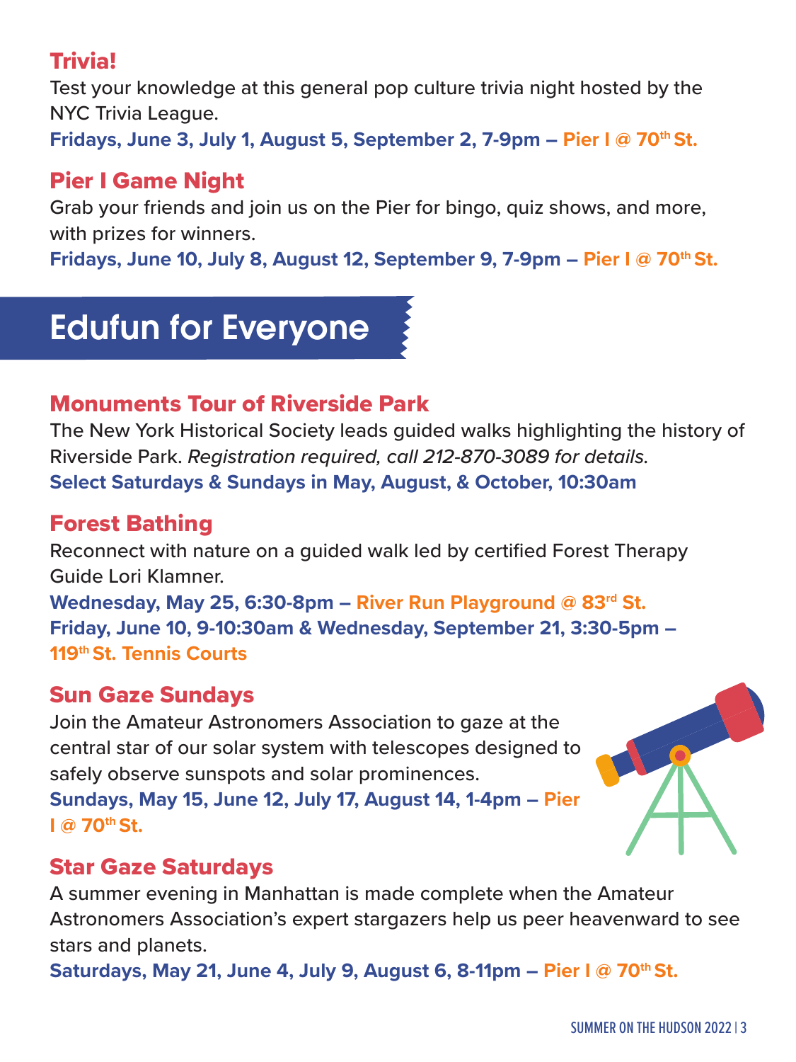### Trivia!

Test your knowledge at this general pop culture trivia night hosted by the NYC Trivia League.

**Fridays, June 3, July 1, August 5, September 2, 7-9pm – Pier I @ 70th St.**

### Pier I Game Night

Grab your friends and join us on the Pier for bingo, quiz shows, and more, with prizes for winners.

**Fridays, June 10, July 8, August 12, September 9, 7-9pm – Pier I @ 70th St.**

## Edufun for Everyone

### Monuments Tour of Riverside Park

The New York Historical Society leads guided walks highlighting the history of Riverside Park. *Registration required, call 212-870-3089 for details.*

**Select Saturdays & Sundays in May, August, & October, 10:30am**

### Forest Bathing

Reconnect with nature on a guided walk led by certified Forest Therapy Guide Lori Klamner.

**Wednesday, May 25, 6:30-8pm – River Run Playground @ 83rd St.**
**Friday, June 10, 9-10:30am & Wednesday, September 21, 3:30-5pm – 119th St. Tennis Courts**

### Sun Gaze Sundays

Join the Amateur Astronomers Association to gaze at the central star of our solar system with telescopes designed to safely observe sunspots and solar prominences.

**Sundays, May 15, June 12, July 17, August 14, 1-4pm – Pier I @ 70th St.**

### Star Gaze Saturdays

A summer evening in Manhattan is made complete when the Amateur Astronomers Association's expert stargazers help us peer heavenward to see stars and planets.

**Saturdays, May 21, June 4, July 9, August 6, 8-11pm – Pier I @ 70th St.**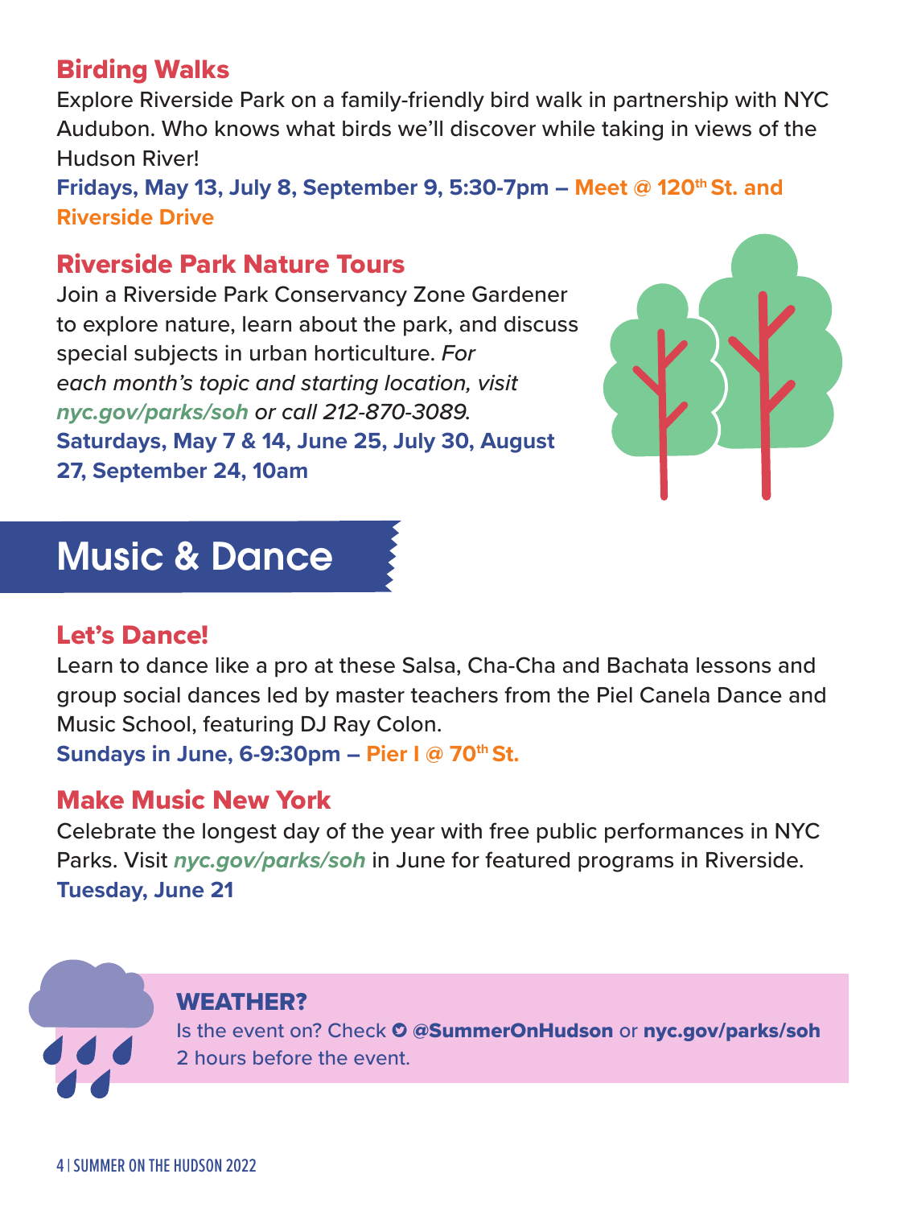### Birding Walks

Explore Riverside Park on a family-friendly bird walk in partnership with NYC Audubon. Who knows what birds we'll discover while taking in views of the Hudson River!

**Fridays, May 13, July 8, September 9, 5:30-7pm – Meet @ 120th St. and Riverside Drive**

### Riverside Park Nature Tours

Join a Riverside Park Conservancy Zone Gardener to explore nature, learn about the park, and discuss special subjects in urban horticulture. *For each month's topic and starting location, visit* ***nyc.gov/parks/soh*** *or call 212-870-3089.*

**Saturdays, May 7 & 14, June 25, July 30, August 27, September 24, 10am**

## Music & Dance

### Let's Dance!

Learn to dance like a pro at these Salsa, Cha-Cha and Bachata lessons and group social dances led by master teachers from the Piel Canela Dance and Music School, featuring DJ Ray Colon.

**Sundays in June, 6-9:30pm – Pier I @ 70th St.**

### Make Music New York

Celebrate the longest day of the year with free public performances in NYC Parks. Visit ***nyc.gov/parks/soh*** in June for featured programs in Riverside.

**Tuesday, June 21**

**WEATHER?**

Is the event on? Check **@SummerOnHudson** or **nyc.gov/parks/soh** 2 hours before the event.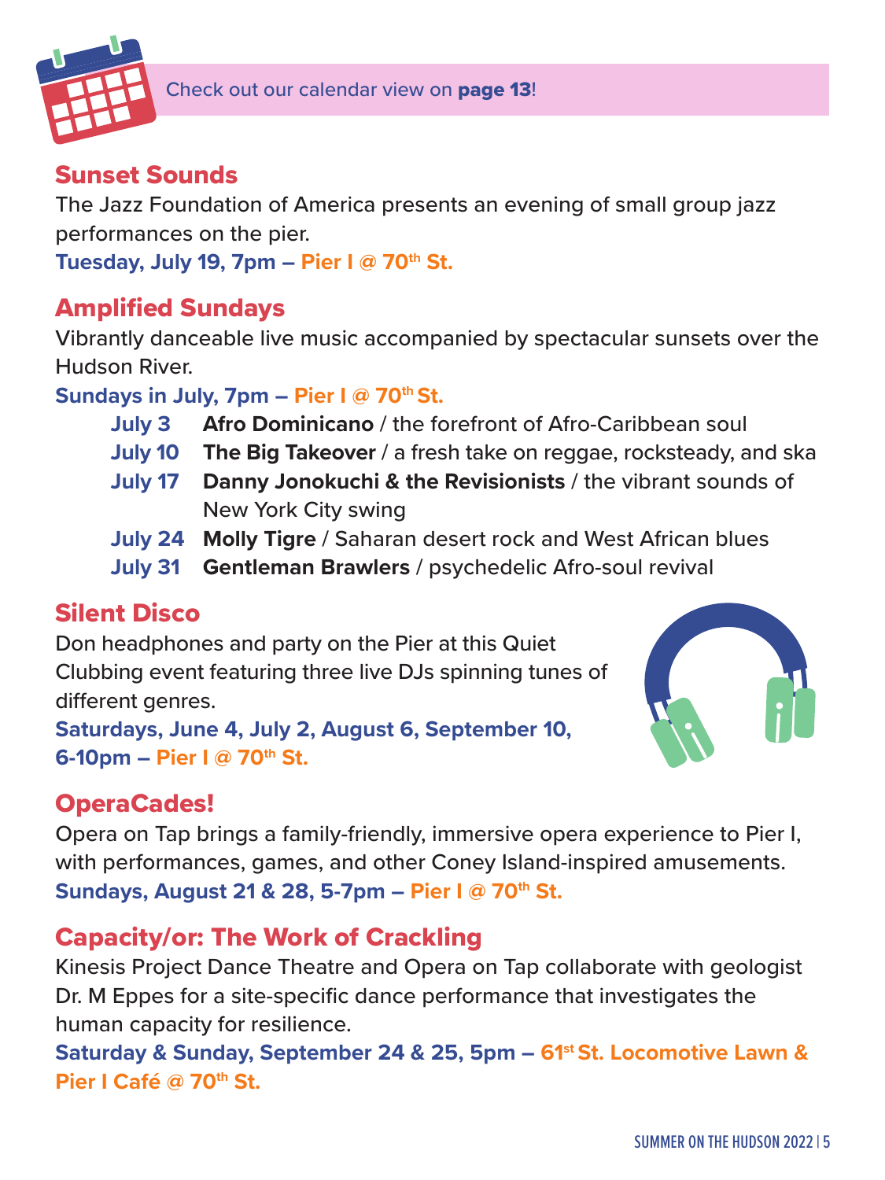Check out our calendar view on **page 13**!

## Sunset Sounds

The Jazz Foundation of America presents an evening of small group jazz performances on the pier.

**Tuesday, July 19, 7pm – Pier I @ 70th St.**

## Amplified Sundays

Vibrantly danceable live music accompanied by spectacular sunsets over the Hudson River.

**Sundays in July, 7pm – Pier I @ 70th St.**

- **July 3** **Afro Dominicano** / the forefront of Afro-Caribbean soul
- **July 10** **The Big Takeover** / a fresh take on reggae, rocksteady, and ska
- **July 17** **Danny Jonokuchi & the Revisionists** / the vibrant sounds of New York City swing
- **July 24** **Molly Tigre** / Saharan desert rock and West African blues
- **July 31** **Gentleman Brawlers** / psychedelic Afro-soul revival

## Silent Disco

Don headphones and party on the Pier at this Quiet Clubbing event featuring three live DJs spinning tunes of different genres.

**Saturdays, June 4, July 2, August 6, September 10, 6-10pm – Pier I @ 70th St.**

## OperaCades!

Opera on Tap brings a family-friendly, immersive opera experience to Pier I, with performances, games, and other Coney Island-inspired amusements.

**Sundays, August 21 & 28, 5-7pm – Pier I @ 70th St.**

## Capacity/or: The Work of Crackling

Kinesis Project Dance Theatre and Opera on Tap collaborate with geologist Dr. M Eppes for a site-specific dance performance that investigates the human capacity for resilience.

**Saturday & Sunday, September 24 & 25, 5pm – 61st St. Locomotive Lawn & Pier I Café @ 70th St.**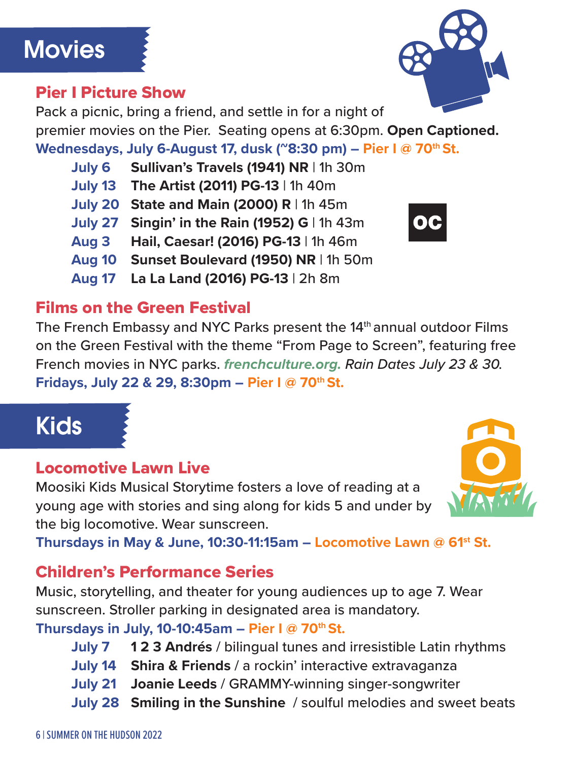# Movies

## Pier I Picture Show

Pack a picnic, bring a friend, and settle in for a night of premier movies on the Pier. Seating opens at 6:30pm. **Open Captioned.**

**Wednesdays, July 6-August 17, dusk (~8:30 pm) – Pier I @ 70th St.**

- **July 6** **Sullivan's Travels (1941) NR** | 1h 30m
- **July 13** **The Artist (2011) PG-13** | 1h 40m
- **July 20** **State and Main (2000) R** | 1h 45m
- **July 27** **Singin' in the Rain (1952) G** | 1h 43m
- **Aug 3** **Hail, Caesar! (2016) PG-13** | 1h 46m
- **Aug 10** **Sunset Boulevard (1950) NR** | 1h 50m
- **Aug 17** **La La Land (2016) PG-13** | 2h 8m

OC

## Films on the Green Festival

The French Embassy and NYC Parks present the 14th annual outdoor Films on the Green Festival with the theme "From Page to Screen", featuring free French movies in NYC parks. ***frenchculture.org.*** *Rain Dates July 23 & 30.*

**Fridays, July 22 & 29, 8:30pm – Pier I @ 70th St.**

# Kids

## Locomotive Lawn Live

Moosiki Kids Musical Storytime fosters a love of reading at a young age with stories and sing along for kids 5 and under by the big locomotive. Wear sunscreen.

**Thursdays in May & June, 10:30-11:15am – Locomotive Lawn @ 61st St.**

## Children's Performance Series

Music, storytelling, and theater for young audiences up to age 7. Wear sunscreen. Stroller parking in designated area is mandatory.

**Thursdays in July, 10-10:45am – Pier I @ 70th St.**

- **July 7** **1 2 3 Andrés** / bilingual tunes and irresistible Latin rhythms
- **July 14** **Shira & Friends** / a rockin' interactive extravaganza
- **July 21** **Joanie Leeds** / GRAMMY-winning singer-songwriter
- **July 28** **Smiling in the Sunshine** / soulful melodies and sweet beats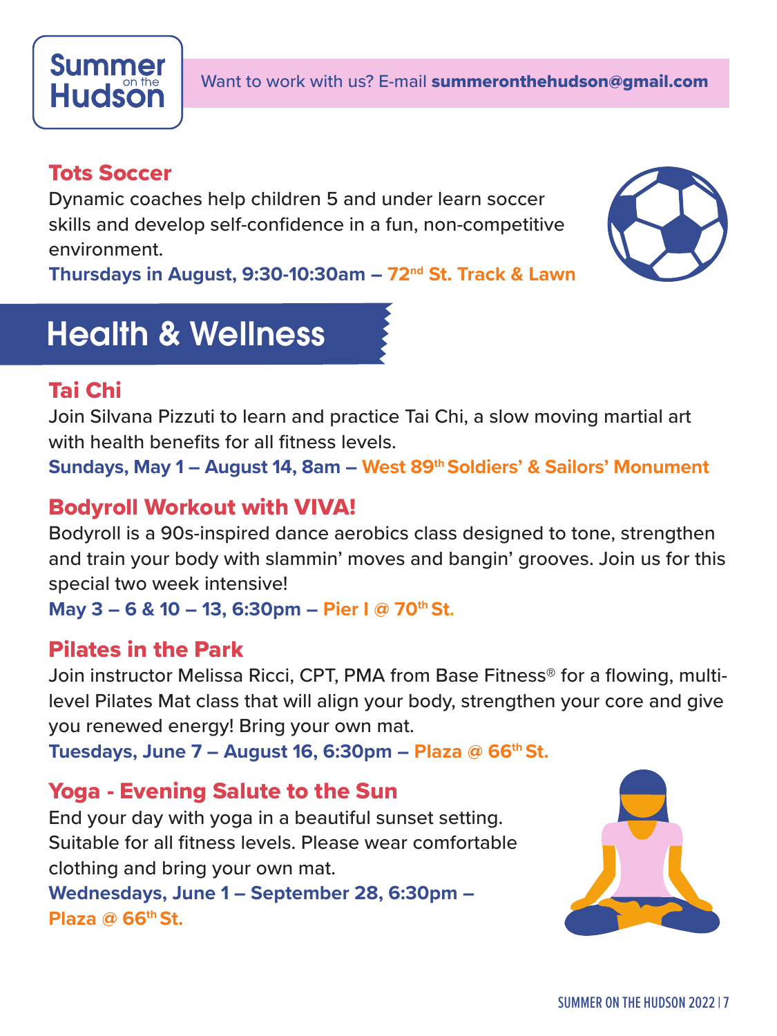Want to work with us? E-mail **summeronthehudson@gmail.com**

### Tots Soccer

Dynamic coaches help children 5 and under learn soccer skills and develop self-confidence in a fun, non-competitive environment.

**Thursdays in August, 9:30-10:30am – 72nd St. Track & Lawn**

## Health & Wellness

### Tai Chi

Join Silvana Pizzuti to learn and practice Tai Chi, a slow moving martial art with health benefits for all fitness levels.

**Sundays, May 1 – August 14, 8am – West 89th Soldiers' & Sailors' Monument**

### Bodyroll Workout with VIVA!

Bodyroll is a 90s-inspired dance aerobics class designed to tone, strengthen and train your body with slammin' moves and bangin' grooves. Join us for this special two week intensive!

**May 3 – 6 & 10 – 13, 6:30pm – Pier I @ 70th St.**

### Pilates in the Park

Join instructor Melissa Ricci, CPT, PMA from Base Fitness® for a flowing, multi-level Pilates Mat class that will align your body, strengthen your core and give you renewed energy! Bring your own mat.

**Tuesdays, June 7 – August 16, 6:30pm – Plaza @ 66th St.**

### Yoga - Evening Salute to the Sun

End your day with yoga in a beautiful sunset setting. Suitable for all fitness levels. Please wear comfortable clothing and bring your own mat.

**Wednesdays, June 1 – September 28, 6:30pm – Plaza @ 66th St.**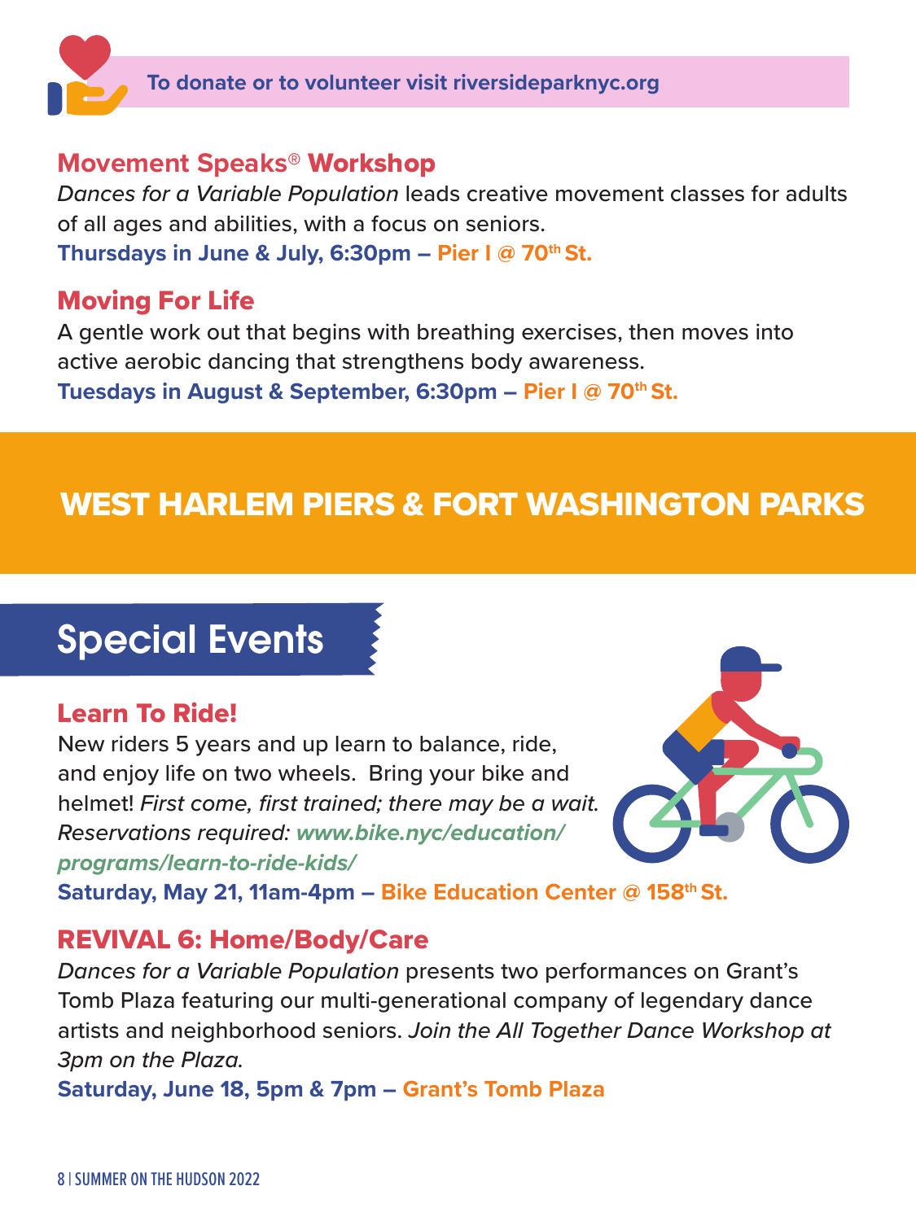**To donate or to volunteer visit riversideparknyc.org**

### Movement Speaks® Workshop

*Dances for a Variable Population* leads creative movement classes for adults of all ages and abilities, with a focus on seniors.

**Thursdays in June & July, 6:30pm – Pier I @ 70th St.**

### Moving For Life

A gentle work out that begins with breathing exercises, then moves into active aerobic dancing that strengthens body awareness.

**Tuesdays in August & September, 6:30pm – Pier I @ 70th St.**

# WEST HARLEM PIERS & FORT WASHINGTON PARKS

## Special Events

### Learn To Ride!

New riders 5 years and up learn to balance, ride, and enjoy life on two wheels. Bring your bike and helmet! *First come, first trained; there may be a wait. Reservations required: www.bike.nyc/education/programs/learn-to-ride-kids/*

**Saturday, May 21, 11am-4pm – Bike Education Center @ 158th St.**

### REVIVAL 6: Home/Body/Care

*Dances for a Variable Population* presents two performances on Grant's Tomb Plaza featuring our multi-generational company of legendary dance artists and neighborhood seniors. *Join the All Together Dance Workshop at 3pm on the Plaza.*

**Saturday, June 18, 5pm & 7pm – Grant's Tomb Plaza**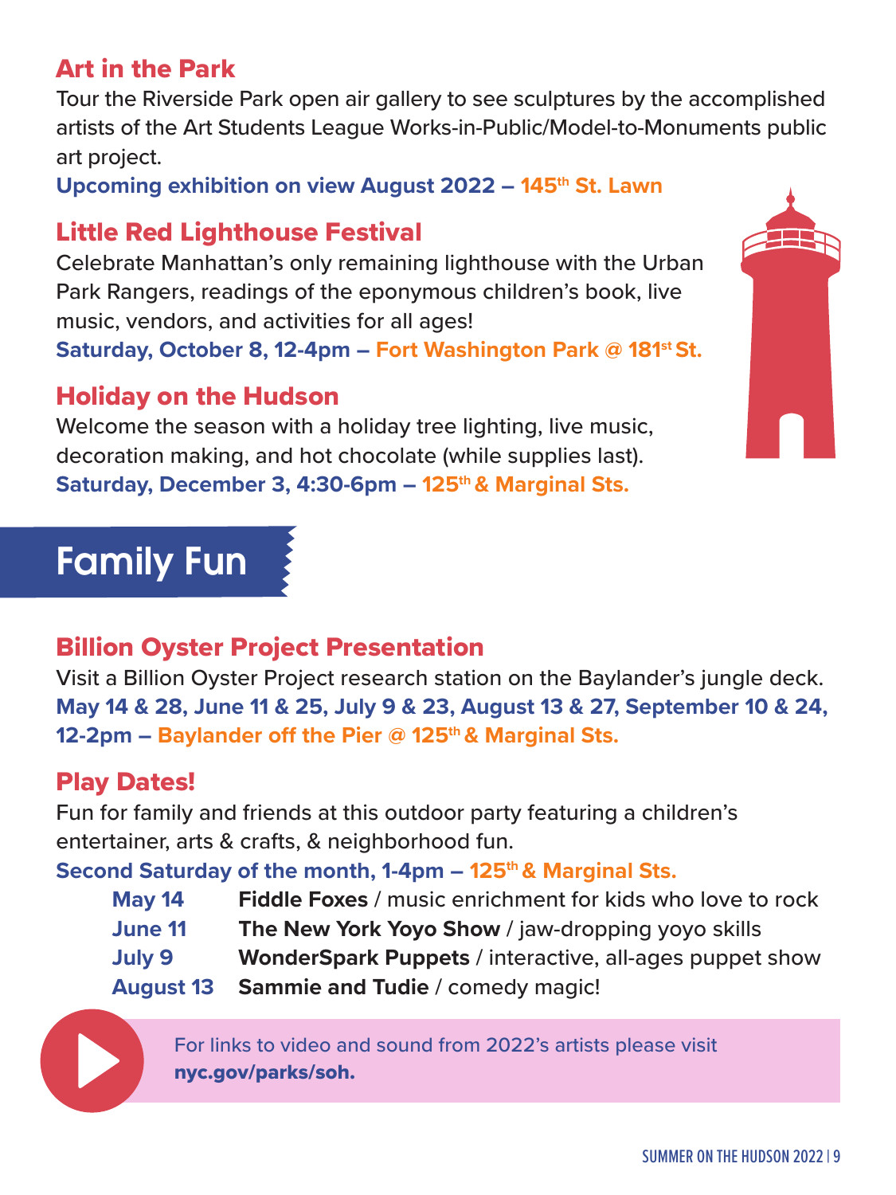### Art in the Park

Tour the Riverside Park open air gallery to see sculptures by the accomplished artists of the Art Students League Works-in-Public/Model-to-Monuments public art project.

**Upcoming exhibition on view August 2022 – 145th St. Lawn**

### Little Red Lighthouse Festival

Celebrate Manhattan's only remaining lighthouse with the Urban Park Rangers, readings of the eponymous children's book, live music, vendors, and activities for all ages!

**Saturday, October 8, 12-4pm – Fort Washington Park @ 181st St.**

### Holiday on the Hudson

Welcome the season with a holiday tree lighting, live music, decoration making, and hot chocolate (while supplies last).

**Saturday, December 3, 4:30-6pm – 125th & Marginal Sts.**

## Family Fun

### Billion Oyster Project Presentation

Visit a Billion Oyster Project research station on the Baylander's jungle deck.

**May 14 & 28, June 11 & 25, July 9 & 23, August 13 & 27, September 10 & 24, 12-2pm – Baylander off the Pier @ 125th & Marginal Sts.**

### Play Dates!

Fun for family and friends at this outdoor party featuring a children's entertainer, arts & crafts, & neighborhood fun.

**Second Saturday of the month, 1-4pm – 125th & Marginal Sts.**

| | |
|---|---|
| **May 14** | **Fiddle Foxes** / music enrichment for kids who love to rock |
| **June 11** | **The New York Yoyo Show** / jaw-dropping yoyo skills |
| **July 9** | **WonderSpark Puppets** / interactive, all-ages puppet show |
| **August 13** | **Sammie and Tudie** / comedy magic! |

For links to video and sound from 2022's artists please visit **nyc.gov/parks/soh.**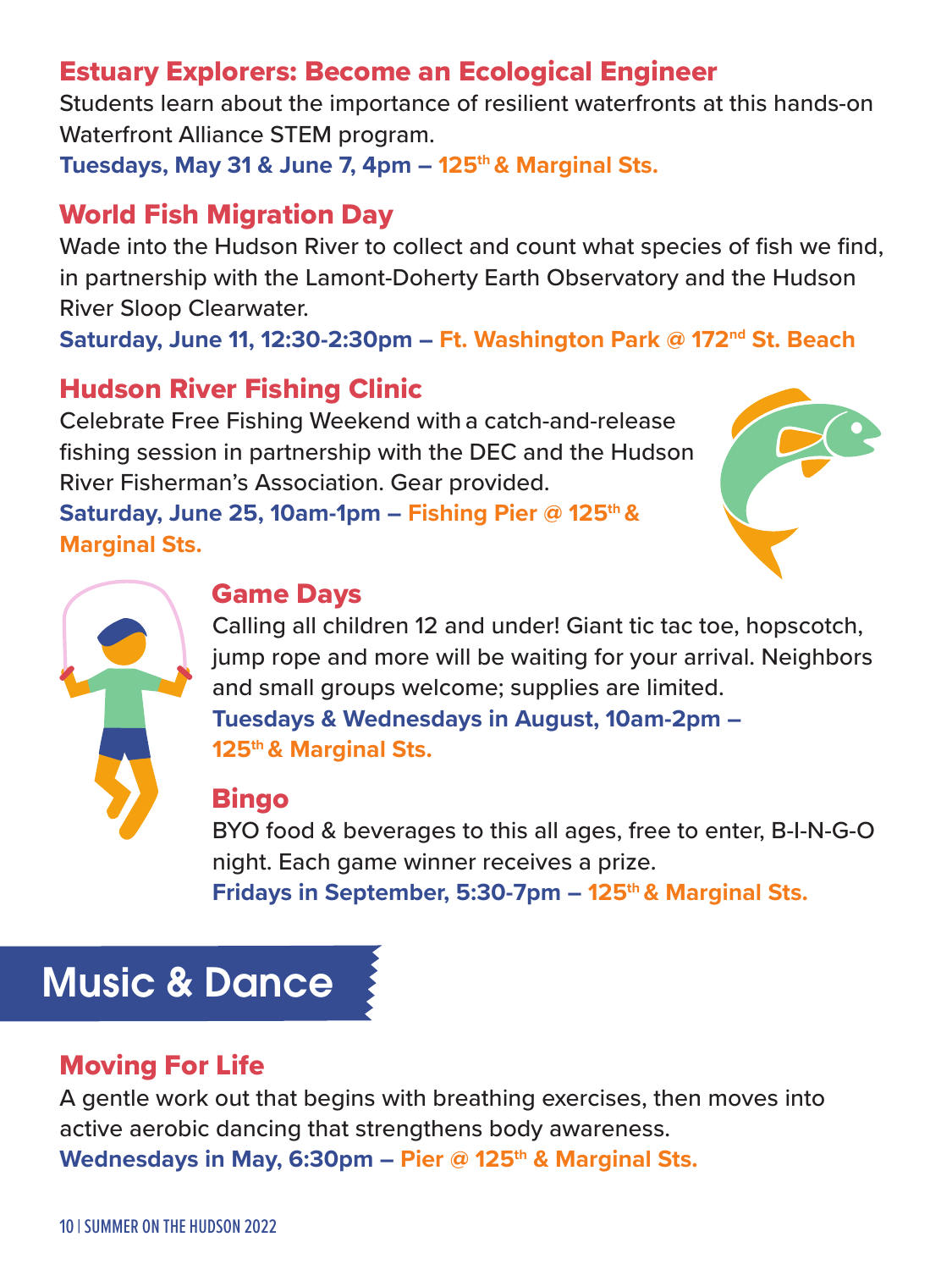### Estuary Explorers: Become an Ecological Engineer

Students learn about the importance of resilient waterfronts at this hands-on Waterfront Alliance STEM program.

**Tuesdays, May 31 & June 7, 4pm – 125th & Marginal Sts.**

### World Fish Migration Day

Wade into the Hudson River to collect and count what species of fish we find, in partnership with the Lamont-Doherty Earth Observatory and the Hudson River Sloop Clearwater.

**Saturday, June 11, 12:30-2:30pm – Ft. Washington Park @ 172nd St. Beach**

### Hudson River Fishing Clinic

Celebrate Free Fishing Weekend with a catch-and-release fishing session in partnership with the DEC and the Hudson River Fisherman's Association. Gear provided.

**Saturday, June 25, 10am-1pm – Fishing Pier @ 125th & Marginal Sts.**

### Game Days

Calling all children 12 and under! Giant tic tac toe, hopscotch, jump rope and more will be waiting for your arrival. Neighbors and small groups welcome; supplies are limited.

**Tuesdays & Wednesdays in August, 10am-2pm – 125th & Marginal Sts.**

### Bingo

BYO food & beverages to this all ages, free to enter, B-I-N-G-O night. Each game winner receives a prize.

**Fridays in September, 5:30-7pm – 125th & Marginal Sts.**

## Music & Dance

### Moving For Life

A gentle work out that begins with breathing exercises, then moves into active aerobic dancing that strengthens body awareness.

**Wednesdays in May, 6:30pm – Pier @ 125th & Marginal Sts.**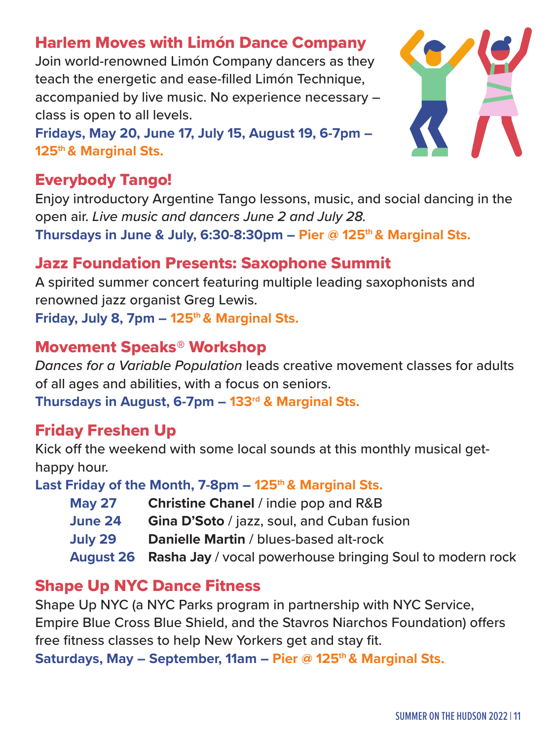## Harlem Moves with Limón Dance Company

Join world-renowned Limón Company dancers as they teach the energetic and ease-filled Limón Technique, accompanied by live music. No experience necessary – class is open to all levels.

**Fridays, May 20, June 17, July 15, August 19, 6-7pm – 125th & Marginal Sts.**

## Everybody Tango!

Enjoy introductory Argentine Tango lessons, music, and social dancing in the open air. *Live music and dancers June 2 and July 28.*

**Thursdays in June & July, 6:30-8:30pm – Pier @ 125th & Marginal Sts.**

## Jazz Foundation Presents: Saxophone Summit

A spirited summer concert featuring multiple leading saxophonists and renowned jazz organist Greg Lewis.

**Friday, July 8, 7pm – 125th & Marginal Sts.**

## Movement Speaks® Workshop

*Dances for a Variable Population* leads creative movement classes for adults of all ages and abilities, with a focus on seniors.

**Thursdays in August, 6-7pm – 133rd & Marginal Sts.**

## Friday Freshen Up

Kick off the weekend with some local sounds at this monthly musical get-happy hour.

**Last Friday of the Month, 7-8pm – 125th & Marginal Sts.**

| | |
|---|---|
| **May 27** | **Christine Chanel** / indie pop and R&B |
| **June 24** | **Gina D'Soto** / jazz, soul, and Cuban fusion |
| **July 29** | **Danielle Martin** / blues-based alt-rock |
| **August 26** | **Rasha Jay** / vocal powerhouse bringing Soul to modern rock |

## Shape Up NYC Dance Fitness

Shape Up NYC (a NYC Parks program in partnership with NYC Service, Empire Blue Cross Blue Shield, and the Stavros Niarchos Foundation) offers free fitness classes to help New Yorkers get and stay fit.

**Saturdays, May – September, 11am – Pier @ 125th & Marginal Sts.**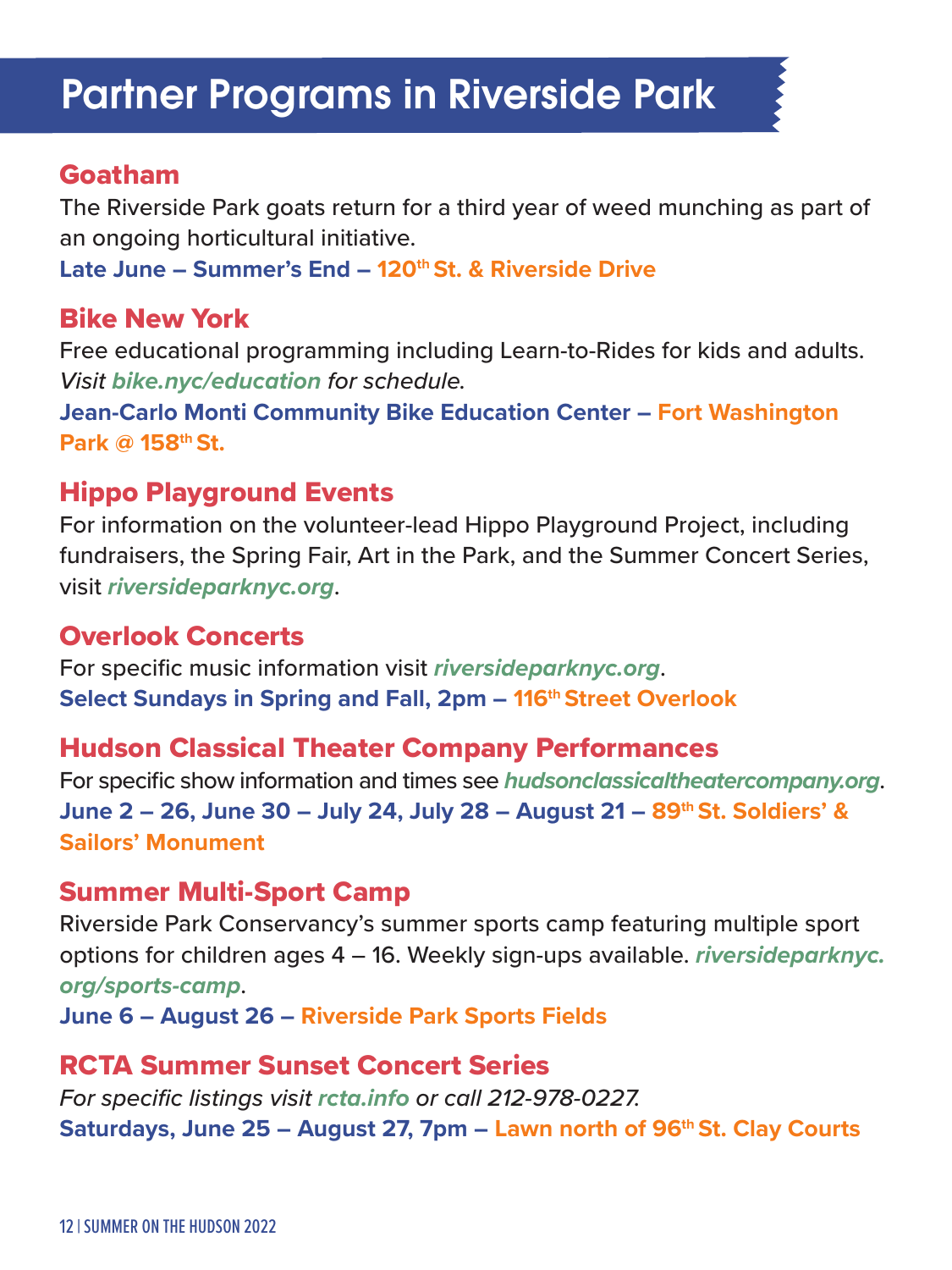# Partner Programs in Riverside Park

## Goatham

The Riverside Park goats return for a third year of weed munching as part of an ongoing horticultural initiative.

**Late June – Summer's End – 120th St. & Riverside Drive**

## Bike New York

Free educational programming including Learn-to-Rides for kids and adults. *Visit* ***bike.nyc/education*** *for schedule.*

**Jean-Carlo Monti Community Bike Education Center – Fort Washington Park @ 158th St.**

## Hippo Playground Events

For information on the volunteer-lead Hippo Playground Project, including fundraisers, the Spring Fair, Art in the Park, and the Summer Concert Series, visit ***riversideparknyc.org***.

## Overlook Concerts

For specific music information visit ***riversideparknyc.org***.

**Select Sundays in Spring and Fall, 2pm – 116th Street Overlook**

## Hudson Classical Theater Company Performances

For specific show information and times see ***hudsonclassicaltheatercompany.org***.

**June 2 – 26, June 30 – July 24, July 28 – August 21 – 89th St. Soldiers' & Sailors' Monument**

## Summer Multi-Sport Camp

Riverside Park Conservancy's summer sports camp featuring multiple sport options for children ages 4 – 16. Weekly sign-ups available. ***riversideparknyc.org/sports-camp***.

**June 6 – August 26 – Riverside Park Sports Fields**

## RCTA Summer Sunset Concert Series

*For specific listings visit* ***rcta.info*** *or call 212-978-0227.*

**Saturdays, June 25 – August 27, 7pm – Lawn north of 96th St. Clay Courts**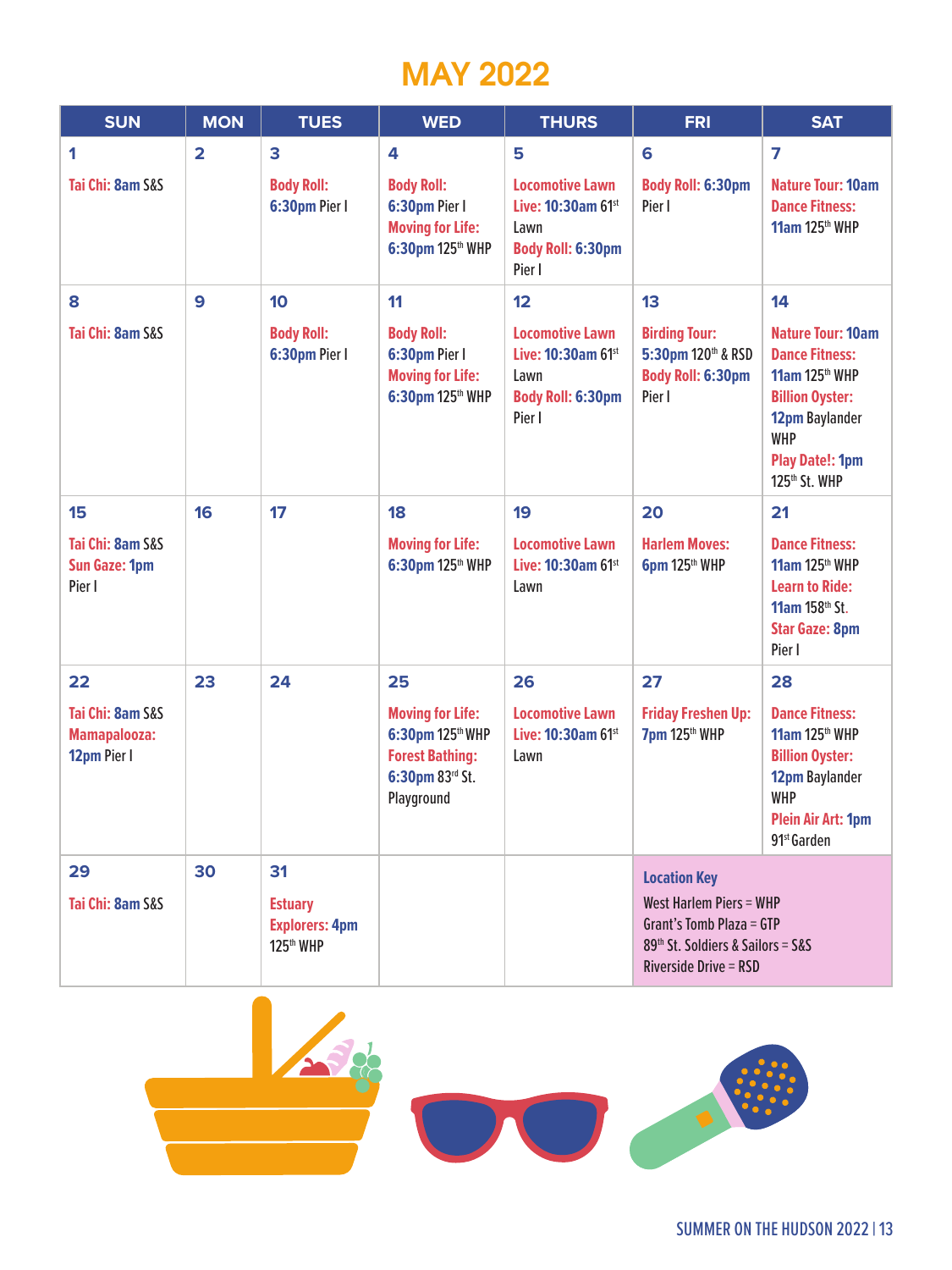# MAY 2022

| SUN | MON | TUES | WED | THURS | FRI | SAT |
|---|---|---|---|---|---|---|
| **1**<br>Tai Chi: 8am S&S | **2** | **3**<br>Body Roll: 6:30pm Pier I | **4**<br>Body Roll: 6:30pm Pier I<br>Moving for Life: 6:30pm 125th WHP | **5**<br>Locomotive Lawn Live: 10:30am 61st Lawn<br>Body Roll: 6:30pm Pier I | **6**<br>Body Roll: 6:30pm Pier I | **7**<br>Nature Tour: 10am<br>Dance Fitness: 11am 125th WHP |
| **8**<br>Tai Chi: 8am S&S | **9** | **10**<br>Body Roll: 6:30pm Pier I | **11**<br>Body Roll: 6:30pm Pier I<br>Moving for Life: 6:30pm 125th WHP | **12**<br>Locomotive Lawn Live: 10:30am 61st Lawn<br>Body Roll: 6:30pm Pier I | **13**<br>Birding Tour: 5:30pm 120th & RSD<br>Body Roll: 6:30pm Pier I | **14**<br>Nature Tour: 10am<br>Dance Fitness: 11am 125th WHP<br>Billion Oyster: 12pm Baylander WHP<br>Play Date!: 1pm 125th St. WHP |
| **15**<br>Tai Chi: 8am S&S<br>Sun Gaze: 1pm Pier I | **16** | **17** | **18**<br>Moving for Life: 6:30pm 125th WHP | **19**<br>Locomotive Lawn Live: 10:30am 61st Lawn | **20**<br>Harlem Moves: 6pm 125th WHP | **21**<br>Dance Fitness: 11am 125th WHP<br>Learn to Ride: 11am 158th St.<br>Star Gaze: 8pm Pier I |
| **22**<br>Tai Chi: 8am S&S<br>Mamapalooza: 12pm Pier I | **23** | **24** | **25**<br>Moving for Life: 6:30pm 125th WHP<br>Forest Bathing: 6:30pm 83rd St. Playground | **26**<br>Locomotive Lawn Live: 10:30am 61st Lawn | **27**<br>Friday Freshen Up: 7pm 125th WHP | **28**<br>Dance Fitness: 11am 125th WHP<br>Billion Oyster: 12pm Baylander WHP<br>Plein Air Art: 1pm 91st Garden |
| **29**<br>Tai Chi: 8am S&S | **30** | **31**<br>Estuary Explorers: 4pm 125th WHP | | | **Location Key**<br>West Harlem Piers = WHP<br>Grant's Tomb Plaza = GTP<br>89th St. Soldiers & Sailors = S&S<br>Riverside Drive = RSD | |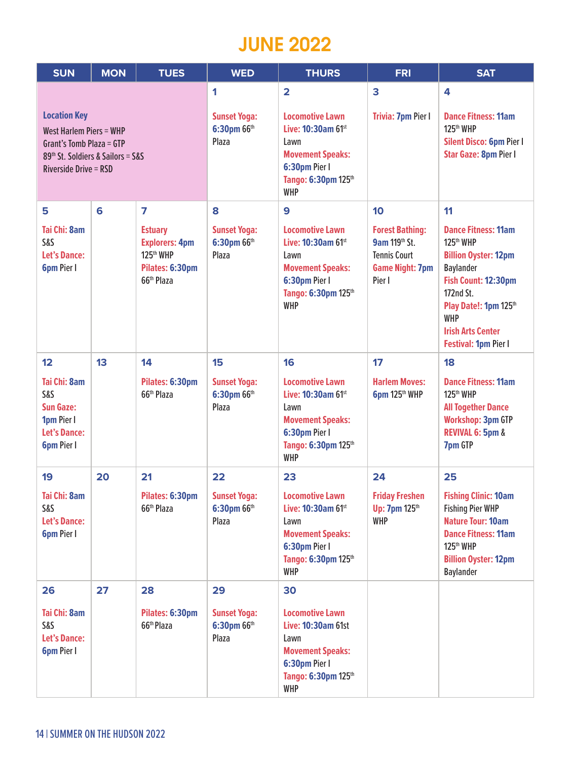# JUNE 2022

| SUN | MON | TUES | WED | THURS | FRI | SAT |
|---|---|---|---|---|---|---|
| **Location Key** West Harlem Piers = WHP Grant's Tomb Plaza = GTP 89th St. Soldiers & Sailors = S&S Riverside Drive = RSD | | | **1** Sunset Yoga: 6:30pm 66th Plaza | **2** Locomotive Lawn Live: 10:30am 61st Lawn Movement Speaks: 6:30pm Pier I Tango: 6:30pm 125th WHP | **3** Trivia: 7pm Pier I | **4** Dance Fitness: 11am 125th WHP Silent Disco: 6pm Pier I Star Gaze: 8pm Pier I |
| **5** Tai Chi: 8am S&S Let's Dance: 6pm Pier I | **6** | **7** Estuary Explorers: 4pm 125th WHP Pilates: 6:30pm 66th Plaza | **8** Sunset Yoga: 6:30pm 66th Plaza | **9** Locomotive Lawn Live: 10:30am 61st Lawn Movement Speaks: 6:30pm Pier I Tango: 6:30pm 125th WHP | **10** Forest Bathing: 9am 119th St. Tennis Court Game Night: 7pm Pier I | **11** Dance Fitness: 11am 125th WHP Billion Oyster: 12pm Baylander Fish Count: 12:30pm 172nd St. Play Date!: 1pm 125th WHP Irish Arts Center Festival: 1pm Pier I |
| **12** Tai Chi: 8am S&S Sun Gaze: 1pm Pier I Let's Dance: 6pm Pier I | **13** | **14** Pilates: 6:30pm 66th Plaza | **15** Sunset Yoga: 6:30pm 66th Plaza | **16** Locomotive Lawn Live: 10:30am 61st Lawn Movement Speaks: 6:30pm Pier I Tango: 6:30pm 125th WHP | **17** Harlem Moves: 6pm 125th WHP | **18** Dance Fitness: 11am 125th WHP All Together Dance Workshop: 3pm GTP REVIVAL 6: 5pm & 7pm GTP |
| **19** Tai Chi: 8am S&S Let's Dance: 6pm Pier I | **20** | **21** Pilates: 6:30pm 66th Plaza | **22** Sunset Yoga: 6:30pm 66th Plaza | **23** Locomotive Lawn Live: 10:30am 61st Lawn Movement Speaks: 6:30pm Pier I Tango: 6:30pm 125th WHP | **24** Friday Freshen Up: 7pm 125th WHP | **25** Fishing Clinic: 10am Fishing Pier WHP Nature Tour: 10am Dance Fitness: 11am 125th WHP Billion Oyster: 12pm Baylander |
| **26** Tai Chi: 8am S&S Let's Dance: 6pm Pier I | **27** | **28** Pilates: 6:30pm 66th Plaza | **29** Sunset Yoga: 6:30pm 66th Plaza | **30** Locomotive Lawn Live: 10:30am 61st Lawn Movement Speaks: 6:30pm Pier I Tango: 6:30pm 125th WHP | | |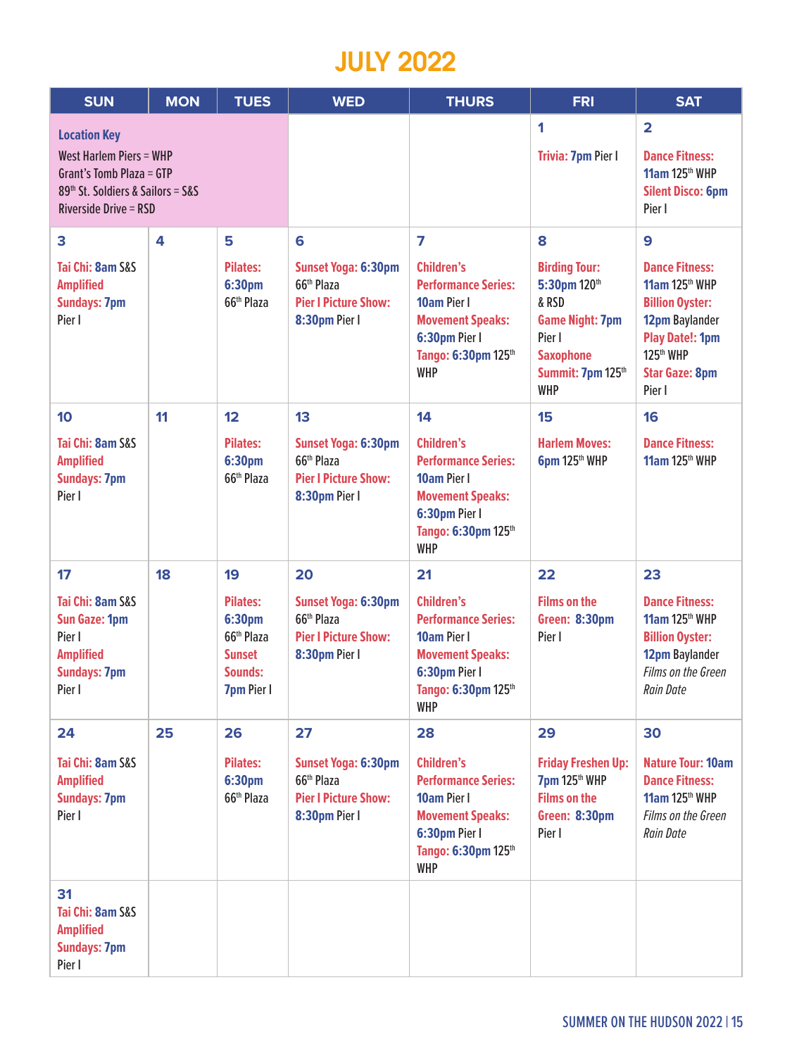# JULY 2022

| SUN | MON | TUES | WED | THURS | FRI | SAT |
|---|---|---|---|---|---|---|
| **Location Key**<br>West Harlem Piers = WHP<br>Grant's Tomb Plaza = GTP<br>89th St. Soldiers & Sailors = S&S<br>Riverside Drive = RSD | | | | | **1**<br>**Trivia: 7pm** Pier I | **2**<br>**Dance Fitness: 11am** 125th WHP<br>**Silent Disco: 6pm** Pier I |
| **3**<br>**Tai Chi: 8am** S&S<br>**Amplified Sundays: 7pm** Pier I | **4** | **5**<br>**Pilates: 6:30pm** 66th Plaza | **6**<br>**Sunset Yoga: 6:30pm** 66th Plaza<br>**Pier I Picture Show: 8:30pm** Pier I | **7**<br>**Children's Performance Series: 10am** Pier I<br>**Movement Speaks: 6:30pm** Pier I<br>**Tango: 6:30pm** 125th WHP | **8**<br>**Birding Tour: 5:30pm** 120th & RSD<br>**Game Night: 7pm** Pier I<br>**Saxophone Summit: 7pm** 125th WHP | **9**<br>**Dance Fitness: 11am** 125th WHP<br>**Billion Oyster: 12pm** Baylander<br>**Play Date!: 1pm** 125th WHP<br>**Star Gaze: 8pm** Pier I |
| **10**<br>**Tai Chi: 8am** S&S<br>**Amplified Sundays: 7pm** Pier I | **11** | **12**<br>**Pilates: 6:30pm** 66th Plaza | **13**<br>**Sunset Yoga: 6:30pm** 66th Plaza<br>**Pier I Picture Show: 8:30pm** Pier I | **14**<br>**Children's Performance Series: 10am** Pier I<br>**Movement Speaks: 6:30pm** Pier I<br>**Tango: 6:30pm** 125th WHP | **15**<br>**Harlem Moves: 6pm** 125th WHP | **16**<br>**Dance Fitness: 11am** 125th WHP |
| **17**<br>**Tai Chi: 8am** S&S<br>**Sun Gaze: 1pm** Pier I<br>**Amplified Sundays: 7pm** Pier I | **18** | **19**<br>**Pilates: 6:30pm** 66th Plaza<br>**Sunset Sounds: 7pm** Pier I | **20**<br>**Sunset Yoga: 6:30pm** 66th Plaza<br>**Pier I Picture Show: 8:30pm** Pier I | **21**<br>**Children's Performance Series: 10am** Pier I<br>**Movement Speaks: 6:30pm** Pier I<br>**Tango: 6:30pm** 125th WHP | **22**<br>**Films on the Green: 8:30pm** Pier I | **23**<br>**Dance Fitness: 11am** 125th WHP<br>**Billion Oyster: 12pm** Baylander<br>*Films on the Green Rain Date* |
| **24**<br>**Tai Chi: 8am** S&S<br>**Amplified Sundays: 7pm** Pier I | **25** | **26**<br>**Pilates: 6:30pm** 66th Plaza | **27**<br>**Sunset Yoga: 6:30pm** 66th Plaza<br>**Pier I Picture Show: 8:30pm** Pier I | **28**<br>**Children's Performance Series: 10am** Pier I<br>**Movement Speaks: 6:30pm** Pier I<br>**Tango: 6:30pm** 125th WHP | **29**<br>**Friday Freshen Up: 7pm** 125th WHP<br>**Films on the Green: 8:30pm** Pier I | **30**<br>**Nature Tour: 10am**<br>**Dance Fitness: 11am** 125th WHP<br>*Films on the Green Rain Date* |
| **31**<br>**Tai Chi: 8am** S&S<br>**Amplified Sundays: 7pm** Pier I | | | | | | |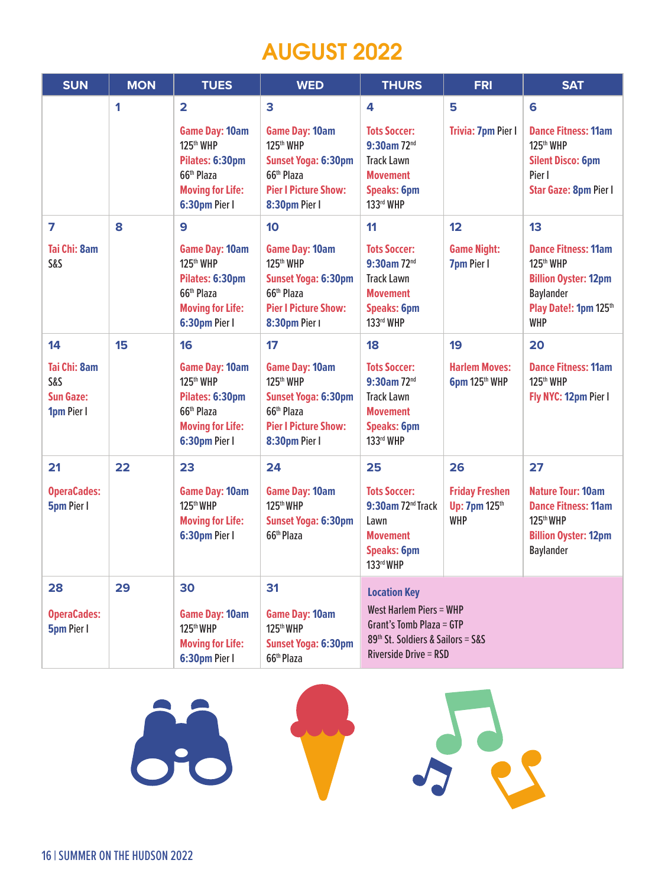# AUGUST 2022

| SUN | MON | TUES | WED | THURS | FRI | SAT |
|---|---|---|---|---|---|---|
| | 1 | 2<br>Game Day: 10am 125th WHP<br>Pilates: 6:30pm 66th Plaza<br>Moving for Life: 6:30pm Pier I | 3<br>Game Day: 10am 125th WHP<br>Sunset Yoga: 6:30pm 66th Plaza<br>Pier I Picture Show: 8:30pm Pier I | 4<br>Tots Soccer: 9:30am 72nd Track Lawn<br>Movement Speaks: 6pm 133rd WHP | 5<br>Trivia: 7pm Pier I | 6<br>Dance Fitness: 11am 125th WHP<br>Silent Disco: 6pm Pier I<br>Star Gaze: 8pm Pier I |
| 7<br>Tai Chi: 8am S&S | 8 | 9<br>Game Day: 10am 125th WHP<br>Pilates: 6:30pm 66th Plaza<br>Moving for Life: 6:30pm Pier I | 10<br>Game Day: 10am 125th WHP<br>Sunset Yoga: 6:30pm 66th Plaza<br>Pier I Picture Show: 8:30pm Pier I | 11<br>Tots Soccer: 9:30am 72nd Track Lawn<br>Movement Speaks: 6pm 133rd WHP | 12<br>Game Night: 7pm Pier I | 13<br>Dance Fitness: 11am 125th WHP<br>Billion Oyster: 12pm Baylander<br>Play Date!: 1pm 125th WHP |
| 14<br>Tai Chi: 8am S&S<br>Sun Gaze: 1pm Pier I | 15 | 16<br>Game Day: 10am 125th WHP<br>Pilates: 6:30pm 66th Plaza<br>Moving for Life: 6:30pm Pier I | 17<br>Game Day: 10am 125th WHP<br>Sunset Yoga: 6:30pm 66th Plaza<br>Pier I Picture Show: 8:30pm Pier I | 18<br>Tots Soccer: 9:30am 72nd Track Lawn<br>Movement Speaks: 6pm 133rd WHP | 19<br>Harlem Moves: 6pm 125th WHP | 20<br>Dance Fitness: 11am 125th WHP<br>Fly NYC: 12pm Pier I |
| 21<br>OperaCades: 5pm Pier I | 22 | 23<br>Game Day: 10am 125th WHP<br>Moving for Life: 6:30pm Pier I | 24<br>Game Day: 10am 125th WHP<br>Sunset Yoga: 6:30pm 66th Plaza | 25<br>Tots Soccer: 9:30am 72nd Track Lawn<br>Movement Speaks: 6pm 133rd WHP | 26<br>Friday Freshen Up: 7pm 125th WHP | 27<br>Nature Tour: 10am<br>Dance Fitness: 11am 125th WHP<br>Billion Oyster: 12pm Baylander |
| 28<br>OperaCades: 5pm Pier I | 29 | 30<br>Game Day: 10am 125th WHP<br>Moving for Life: 6:30pm Pier I | 31<br>Game Day: 10am 125th WHP<br>Sunset Yoga: 6:30pm 66th Plaza | **Location Key**<br>West Harlem Piers = WHP<br>Grant's Tomb Plaza = GTP<br>89th St. Soldiers & Sailors = S&S<br>Riverside Drive = RSD | | |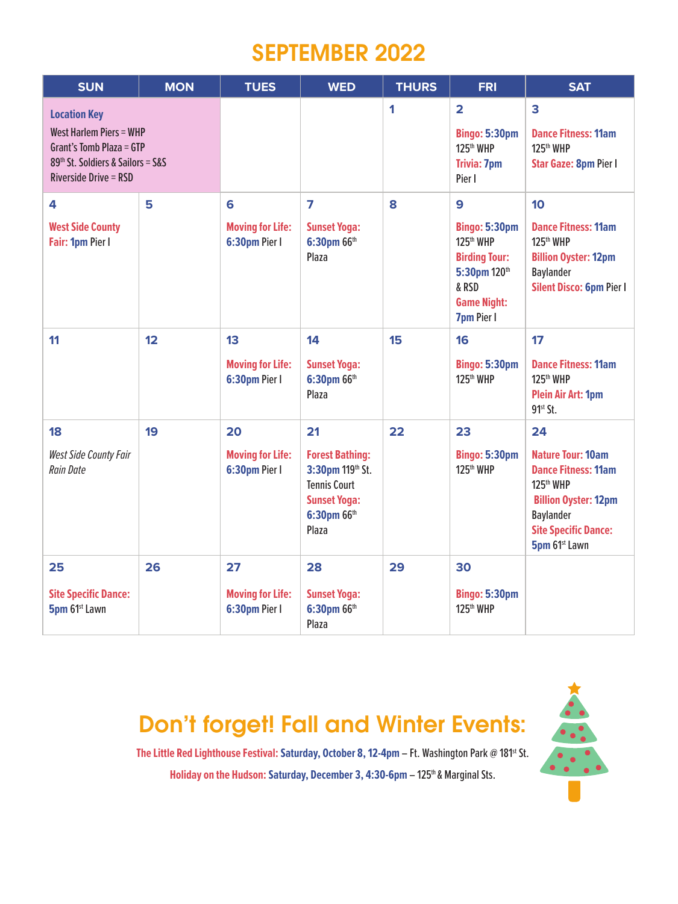# SEPTEMBER 2022

| SUN | MON | TUES | WED | THURS | FRI | SAT |
|---|---|---|---|---|---|---|
| **Location Key** West Harlem Piers = WHP Grant's Tomb Plaza = GTP 89th St. Soldiers & Sailors = S&S Riverside Drive = RSD | | | | 1 | 2 **Bingo: 5:30pm** 125th WHP **Trivia: 7pm** Pier I | 3 **Dance Fitness: 11am** 125th WHP **Star Gaze: 8pm** Pier I |
| 4 **West Side County Fair: 1pm** Pier I | 5 | 6 **Moving for Life: 6:30pm** Pier I | 7 **Sunset Yoga: 6:30pm** 66th Plaza | 8 | 9 **Bingo: 5:30pm** 125th WHP **Birding Tour: 5:30pm** 120th & RSD **Game Night: 7pm** Pier I | 10 **Dance Fitness: 11am** 125th WHP **Billion Oyster: 12pm** Baylander **Silent Disco: 6pm** Pier I |
| 11 | 12 | 13 **Moving for Life: 6:30pm** Pier I | 14 **Sunset Yoga: 6:30pm** 66th Plaza | 15 | 16 **Bingo: 5:30pm** 125th WHP | 17 **Dance Fitness: 11am** 125th WHP **Plein Air Art: 1pm** 91st St. |
| 18 *West Side County Fair Rain Date* | 19 | 20 **Moving for Life: 6:30pm** Pier I | 21 **Forest Bathing: 3:30pm** 119th St. Tennis Court **Sunset Yoga: 6:30pm** 66th Plaza | 22 | 23 **Bingo: 5:30pm** 125th WHP | 24 **Nature Tour: 10am** **Dance Fitness: 11am** 125th WHP **Billion Oyster: 12pm** Baylander **Site Specific Dance: 5pm** 61st Lawn |
| 25 **Site Specific Dance: 5pm** 61st Lawn | 26 | 27 **Moving for Life: 6:30pm** Pier I | 28 **Sunset Yoga: 6:30pm** 66th Plaza | 29 | 30 **Bingo: 5:30pm** 125th WHP | |

## Don't forget! Fall and Winter Events:

**The Little Red Lighthouse Festival: Saturday, October 8, 12-4pm** – Ft. Washington Park @ 181st St.

**Holiday on the Hudson: Saturday, December 3, 4:30-6pm** – 125th & Marginal Sts.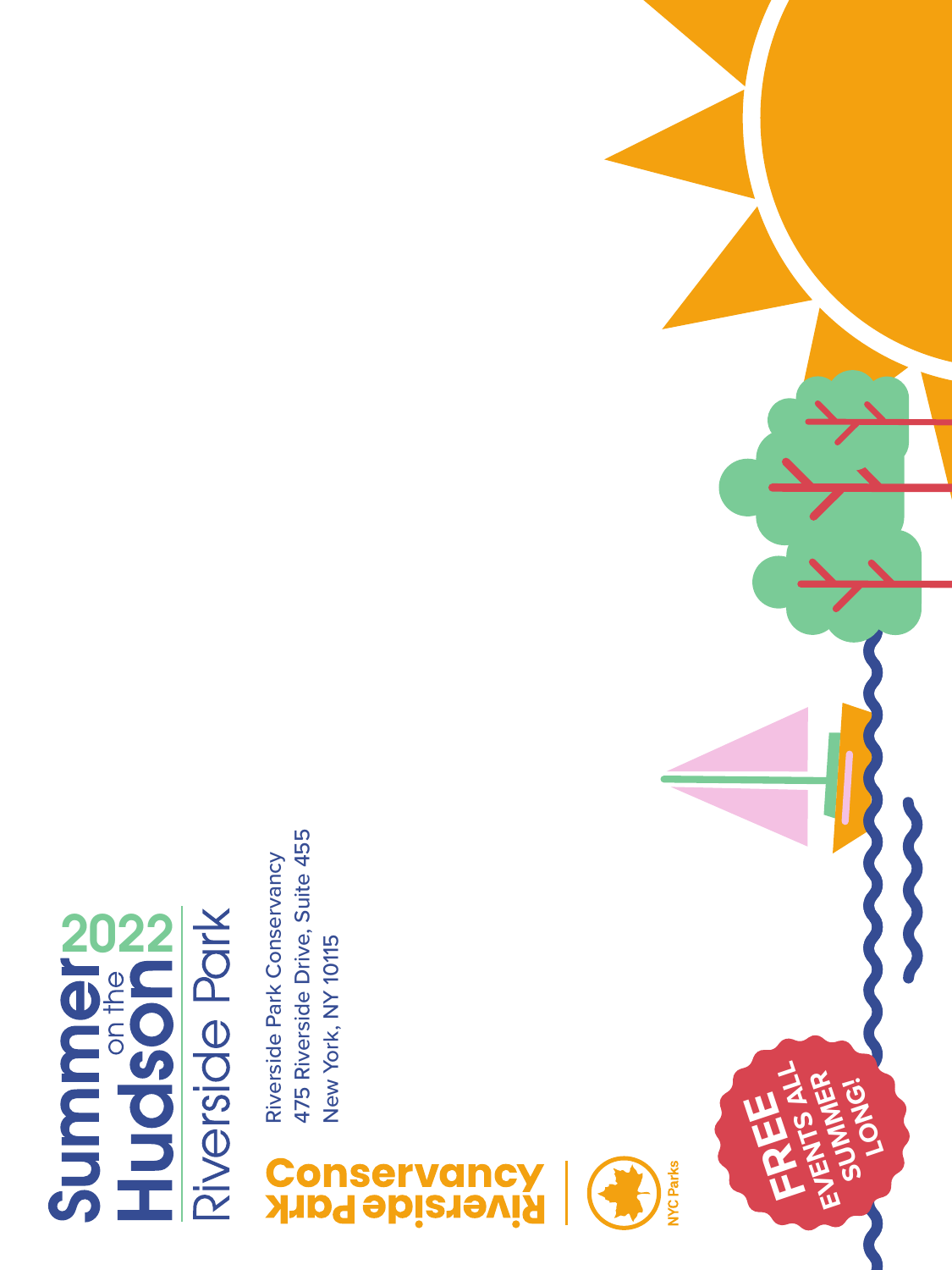# Summer on the Hudson 2022

Riverside Park

Riverside Park Conservancy
475 Riverside Drive, Suite 455
New York, NY 10115

Riverside Park Conservancy

NYC Parks

FREE EVENTS ALL SUMMER LONG!